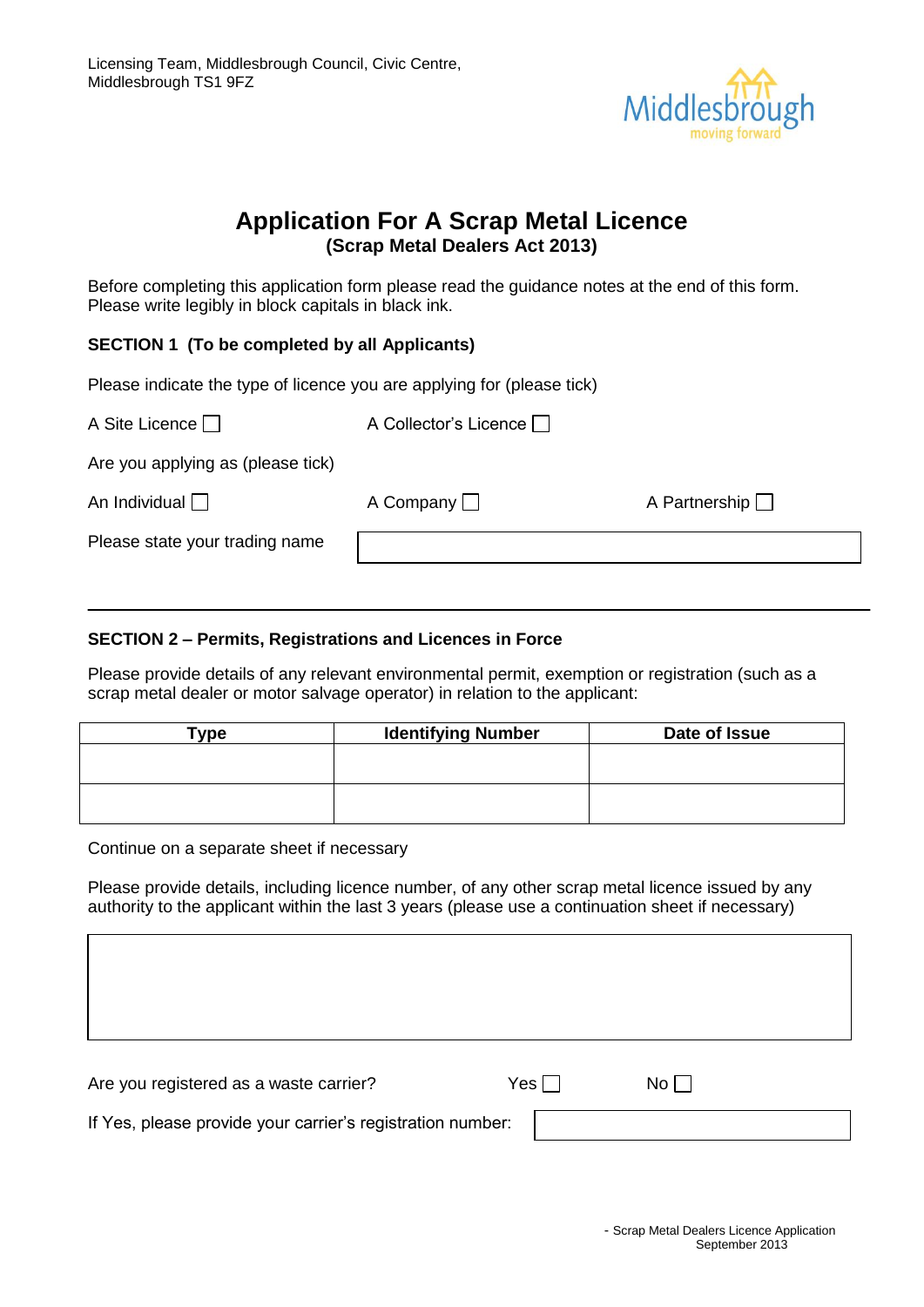Licensing Team, Middlesbrough Council, Civic Centre,
Middlesbrough TS1 9FZ

# Application For A Scrap Metal Licence
## (Scrap Metal Dealers Act 2013)

Before completing this application form please read the guidance notes at the end of this form. Please write legibly in block capitals in black ink.

**SECTION 1 (To be completed by all Applicants)**

Please indicate the type of licence you are applying for (please tick)

A Site Licence ☐ A Collector's Licence ☐

Are you applying as (please tick)

An Individual ☐ A Company ☐ A Partnership ☐

Please state your trading name

---

**SECTION 2 – Permits, Registrations and Licences in Force**

Please provide details of any relevant environmental permit, exemption or registration (such as a scrap metal dealer or motor salvage operator) in relation to the applicant:

| Type | Identifying Number | Date of Issue |
|---|---|---|
| | | |
| | | |

Continue on a separate sheet if necessary

Please provide details, including licence number, of any other scrap metal licence issued by any authority to the applicant within the last 3 years (please use a continuation sheet if necessary)

Are you registered as a waste carrier? Yes ☐ No ☐

If Yes, please provide your carrier's registration number: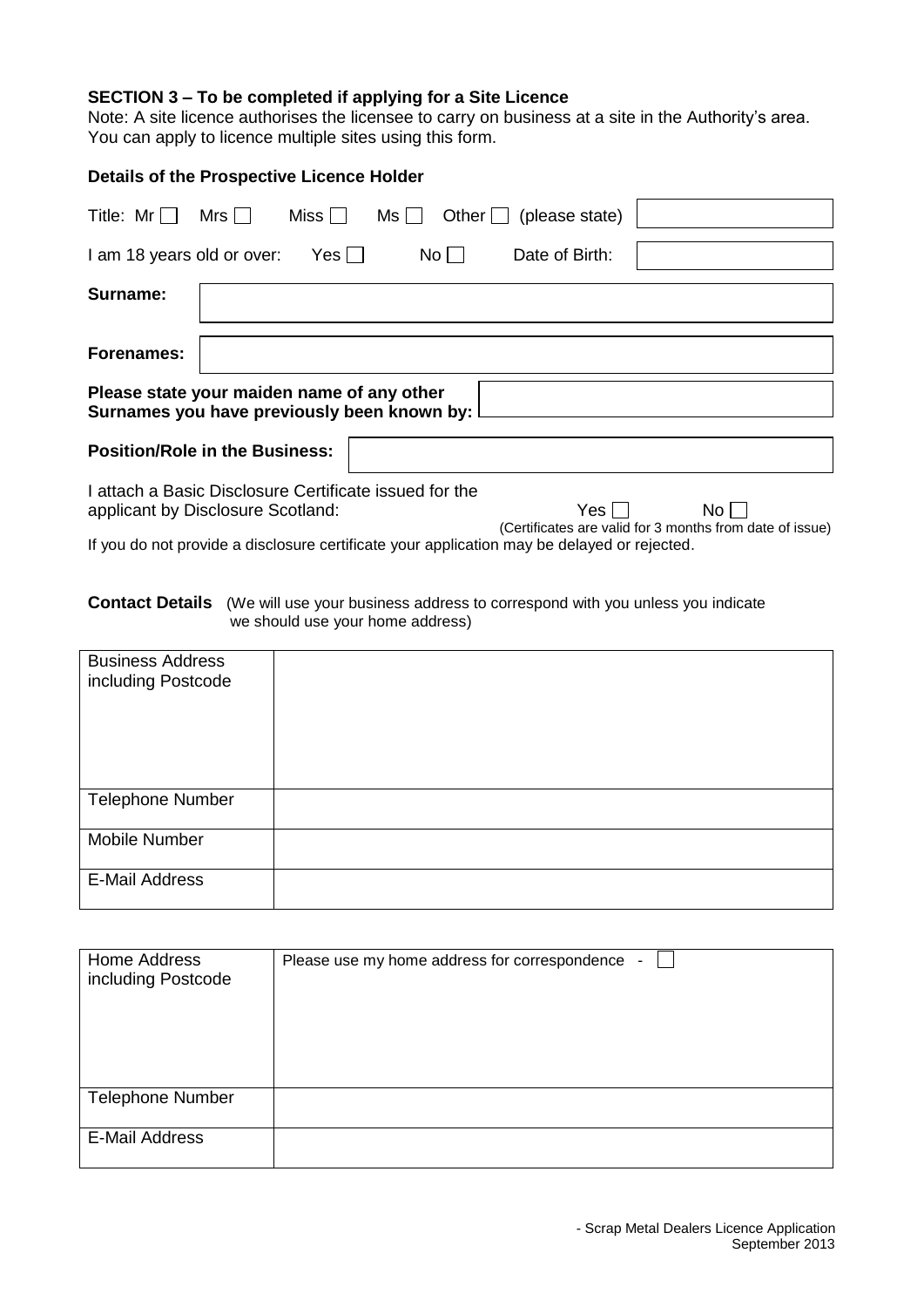## SECTION 3 – To be completed if applying for a Site Licence

Note: A site licence authorises the licensee to carry on business at a site in the Authority's area. You can apply to licence multiple sites using this form.

### Details of the Prospective Licence Holder

Title: Mr ☐ Mrs ☐ Miss ☐ Ms ☐ Other ☐ (please state) \_\_\_\_\_\_\_\_

I am 18 years old or over: Yes ☐ No ☐ Date of Birth: \_\_\_\_\_\_\_\_

**Surname:** \_\_\_\_\_\_\_\_

**Forenames:** \_\_\_\_\_\_\_\_

**Please state your maiden name of any other Surnames you have previously been known by:** \_\_\_\_\_\_\_\_

**Position/Role in the Business:** \_\_\_\_\_\_\_\_

I attach a Basic Disclosure Certificate issued for the applicant by Disclosure Scotland: Yes ☐ No ☐
(Certificates are valid for 3 months from date of issue)

If you do not provide a disclosure certificate your application may be delayed or rejected.

**Contact Details** (We will use your business address to correspond with you unless you indicate we should use your home address)

| Business Address including Postcode | |
|---|---|
| Telephone Number | |
| Mobile Number | |
| E-Mail Address | |

| Home Address including Postcode | Please use my home address for correspondence - ☐ |
|---|---|
| Telephone Number | |
| E-Mail Address | |

- Scrap Metal Dealers Licence Application
September 2013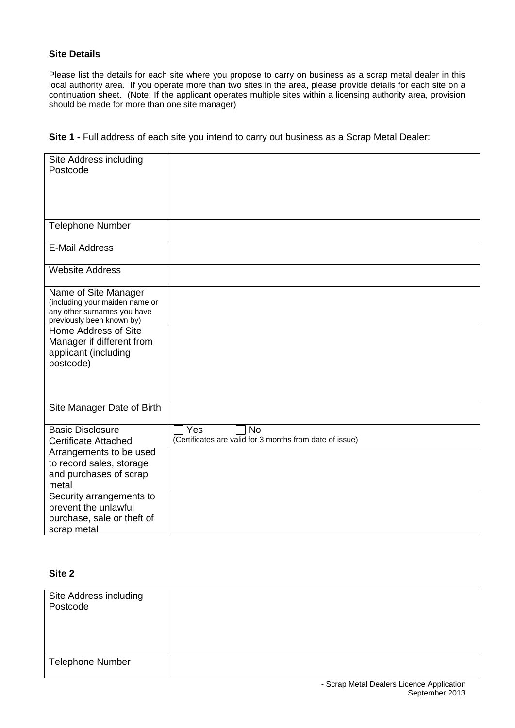**Site Details**

Please list the details for each site where you propose to carry on business as a scrap metal dealer in this local authority area. If you operate more than two sites in the area, please provide details for each site on a continuation sheet. (Note: If the applicant operates multiple sites within a licensing authority area, provision should be made for more than one site manager)

**Site 1 -** Full address of each site you intend to carry out business as a Scrap Metal Dealer:

| | |
|---|---|
| Site Address including Postcode | |
| Telephone Number | |
| E-Mail Address | |
| Website Address | |
| Name of Site Manager (including your maiden name or any other surnames you have previously been known by) | |
| Home Address of Site Manager if different from applicant (including postcode) | |
| Site Manager Date of Birth | |
| Basic Disclosure Certificate Attached | ☐ Yes ☐ No (Certificates are valid for 3 months from date of issue) |
| Arrangements to be used to record sales, storage and purchases of scrap metal | |
| Security arrangements to prevent the unlawful purchase, sale or theft of scrap metal | |

**Site 2**

| | |
|---|---|
| Site Address including Postcode | |
| Telephone Number | |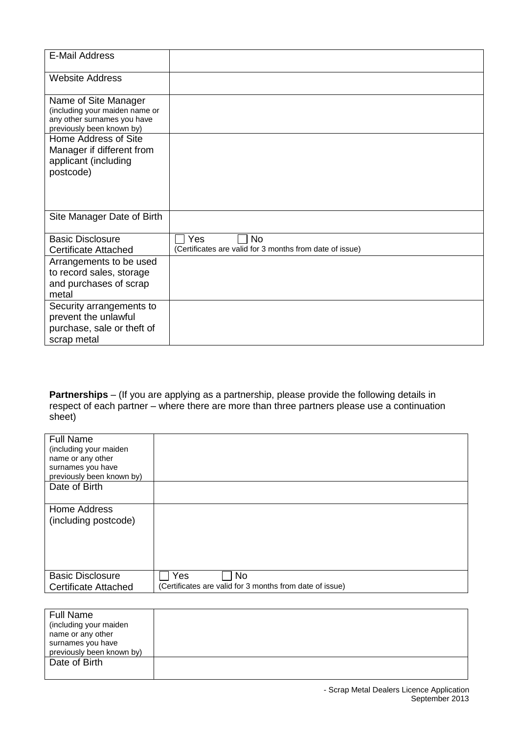| E-Mail Address | |
|---|---|
| Website Address | |
| Name of Site Manager (including your maiden name or any other surnames you have previously been known by) | |
| Home Address of Site Manager if different from applicant (including postcode) | |
| Site Manager Date of Birth | |
| Basic Disclosure Certificate Attached | ☐ Yes ☐ No (Certificates are valid for 3 months from date of issue) |
| Arrangements to be used to record sales, storage and purchases of scrap metal | |
| Security arrangements to prevent the unlawful purchase, sale or theft of scrap metal | |

**Partnerships** – (If you are applying as a partnership, please provide the following details in respect of each partner – where there are more than three partners please use a continuation sheet)

| Full Name (including your maiden name or any other surnames you have previously been known by) | |
|---|---|
| Date of Birth | |
| Home Address (including postcode) | |
| Basic Disclosure Certificate Attached | ☐ Yes ☐ No (Certificates are valid for 3 months from date of issue) |

| Full Name (including your maiden name or any other surnames you have previously been known by) | |
|---|---|
| Date of Birth | |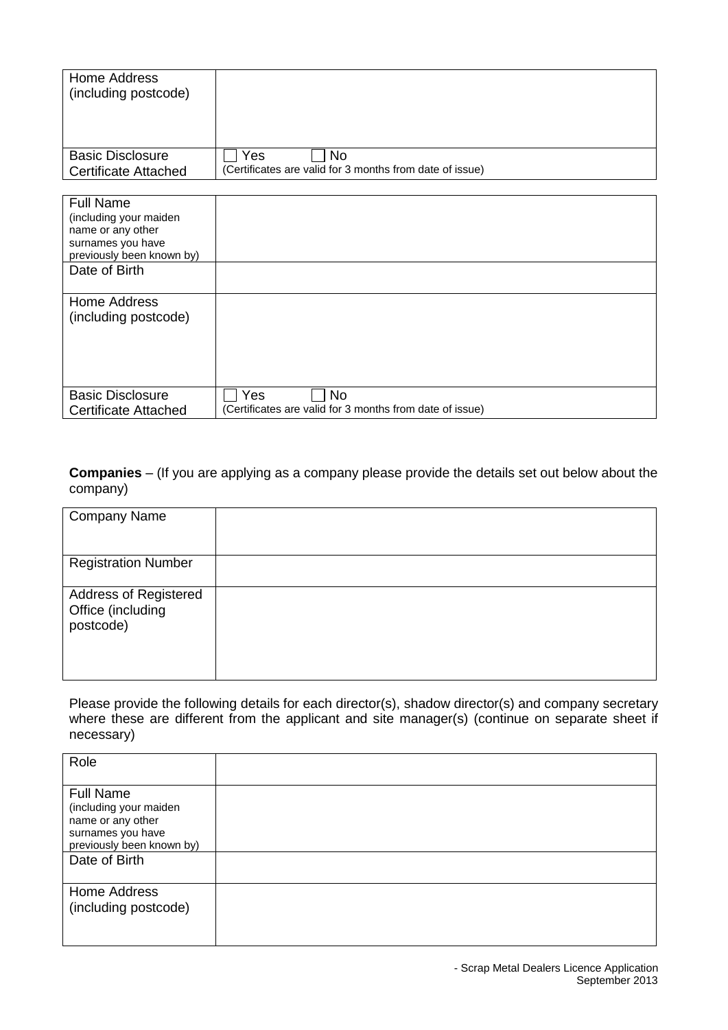| Home Address (including postcode) | |
|---|---|
| Basic Disclosure Certificate Attached | ☐ Yes ☐ No (Certificates are valid for 3 months from date of issue) |

| Full Name (including your maiden name or any other surnames you have previously been known by) | |
|---|---|
| Date of Birth | |
| Home Address (including postcode) | |
| Basic Disclosure Certificate Attached | ☐ Yes ☐ No (Certificates are valid for 3 months from date of issue) |

**Companies** – (If you are applying as a company please provide the details set out below about the company)

| Company Name | |
|---|---|
| Registration Number | |
| Address of Registered Office (including postcode) | |

Please provide the following details for each director(s), shadow director(s) and company secretary where these are different from the applicant and site manager(s) (continue on separate sheet if necessary)

| Role | |
|---|---|
| Full Name (including your maiden name or any other surnames you have previously been known by) | |
| Date of Birth | |
| Home Address (including postcode) | |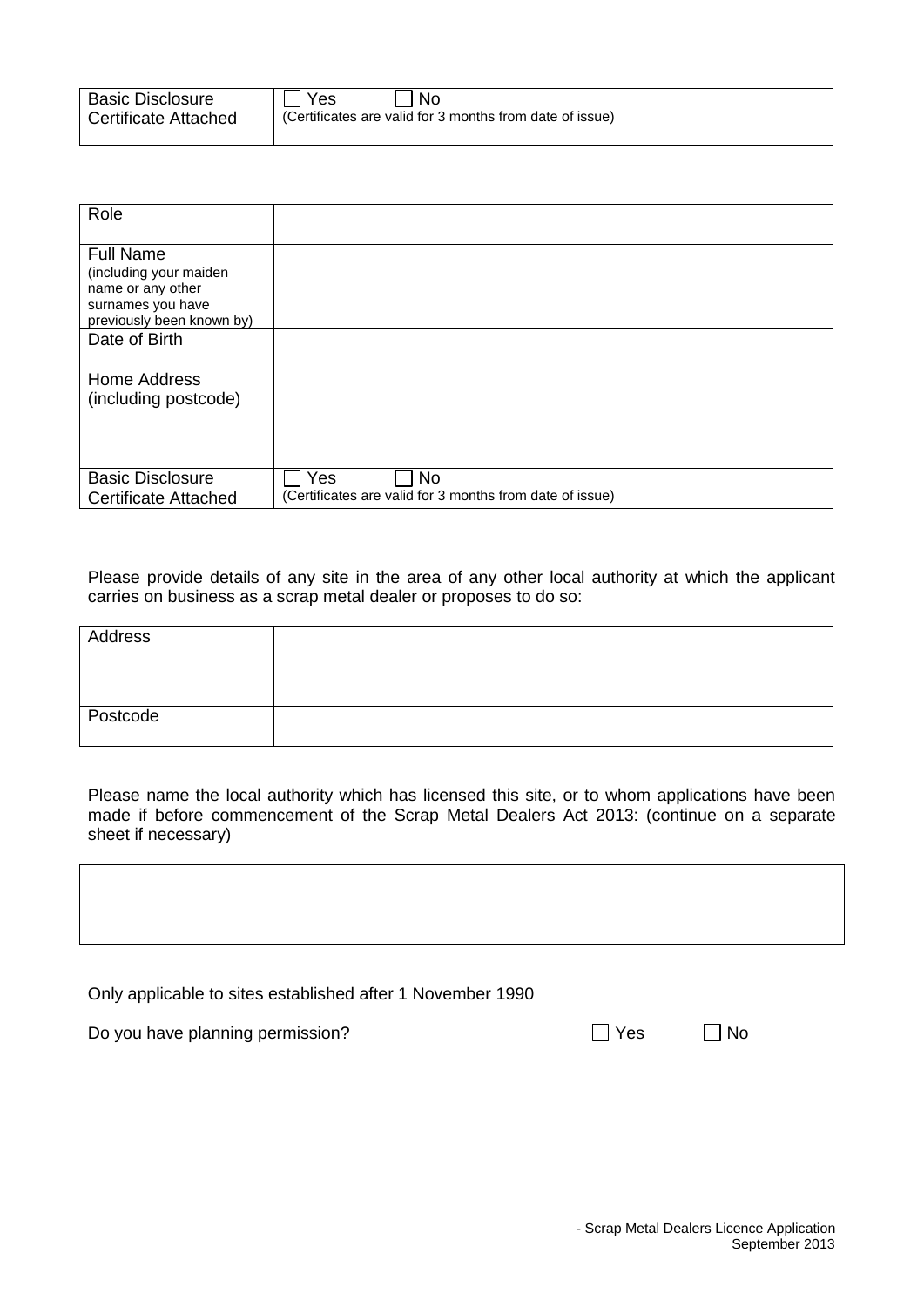| Basic Disclosure Certificate Attached | ☐ Yes ☐ No (Certificates are valid for 3 months from date of issue) |
|---|---|

| Role | |
|---|---|
| Full Name (including your maiden name or any other surnames you have previously been known by) | |
| Date of Birth | |
| Home Address (including postcode) | |
| Basic Disclosure Certificate Attached | ☐ Yes ☐ No (Certificates are valid for 3 months from date of issue) |

Please provide details of any site in the area of any other local authority at which the applicant carries on business as a scrap metal dealer or proposes to do so:

| Address | |
|---|---|
| Postcode | |

Please name the local authority which has licensed this site, or to whom applications have been made if before commencement of the Scrap Metal Dealers Act 2013: (continue on a separate sheet if necessary)

| |
|---|
| |

Only applicable to sites established after 1 November 1990

Do you have planning permission? ☐ Yes ☐ No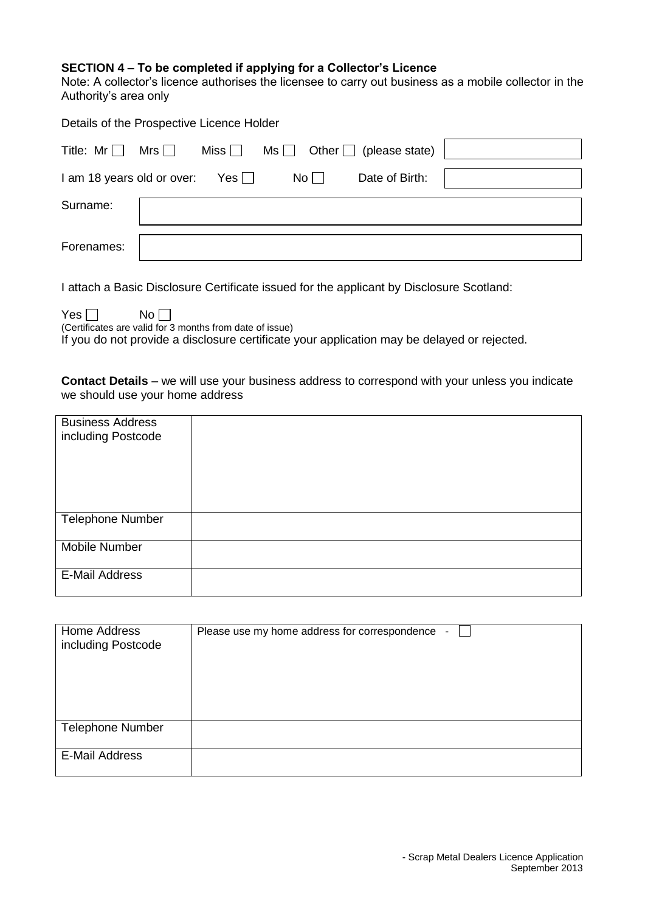**SECTION 4 – To be completed if applying for a Collector's Licence**

Note: A collector's licence authorises the licensee to carry out business as a mobile collector in the Authority's area only

Details of the Prospective Licence Holder

Title: Mr ☐ Mrs ☐ Miss ☐ Ms ☐ Other ☐ (please state)

I am 18 years old or over: Yes ☐ No ☐ Date of Birth:

Surname:

Forenames:

I attach a Basic Disclosure Certificate issued for the applicant by Disclosure Scotland:

Yes ☐ No ☐

(Certificates are valid for 3 months from date of issue)

If you do not provide a disclosure certificate your application may be delayed or rejected.

**Contact Details** – we will use your business address to correspond with your unless you indicate we should use your home address

| Business Address including Postcode | |
|---|---|
| Telephone Number | |
| Mobile Number | |
| E-Mail Address | |

| Home Address including Postcode | Please use my home address for correspondence - ☐ |
|---|---|
| Telephone Number | |
| E-Mail Address | |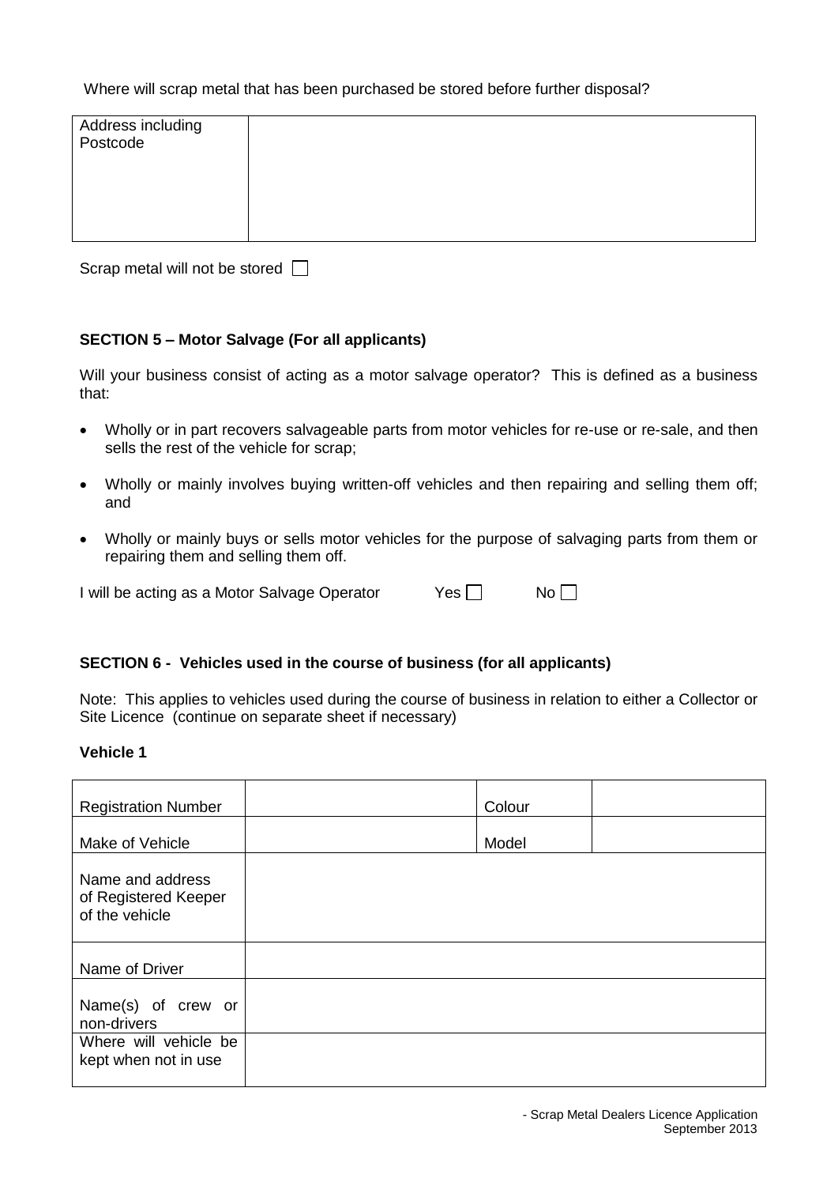Where will scrap metal that has been purchased be stored before further disposal?

| Address including Postcode | |
|---|---|

Scrap metal will not be stored ☐

**SECTION 5 – Motor Salvage (For all applicants)**

Will your business consist of acting as a motor salvage operator? This is defined as a business that:

- Wholly or in part recovers salvageable parts from motor vehicles for re-use or re-sale, and then sells the rest of the vehicle for scrap;
- Wholly or mainly involves buying written-off vehicles and then repairing and selling them off; and
- Wholly or mainly buys or sells motor vehicles for the purpose of salvaging parts from them or repairing them and selling them off.

I will be acting as a Motor Salvage Operator Yes ☐ No ☐

**SECTION 6 - Vehicles used in the course of business (for all applicants)**

Note: This applies to vehicles used during the course of business in relation to either a Collector or Site Licence (continue on separate sheet if necessary)

**Vehicle 1**

| Registration Number | | Colour | |
|---|---|---|---|
| Make of Vehicle | | Model | |
| Name and address of Registered Keeper of the vehicle | | | |
| Name of Driver | | | |
| Name(s) of crew or non-drivers | | | |
| Where will vehicle be kept when not in use | | | |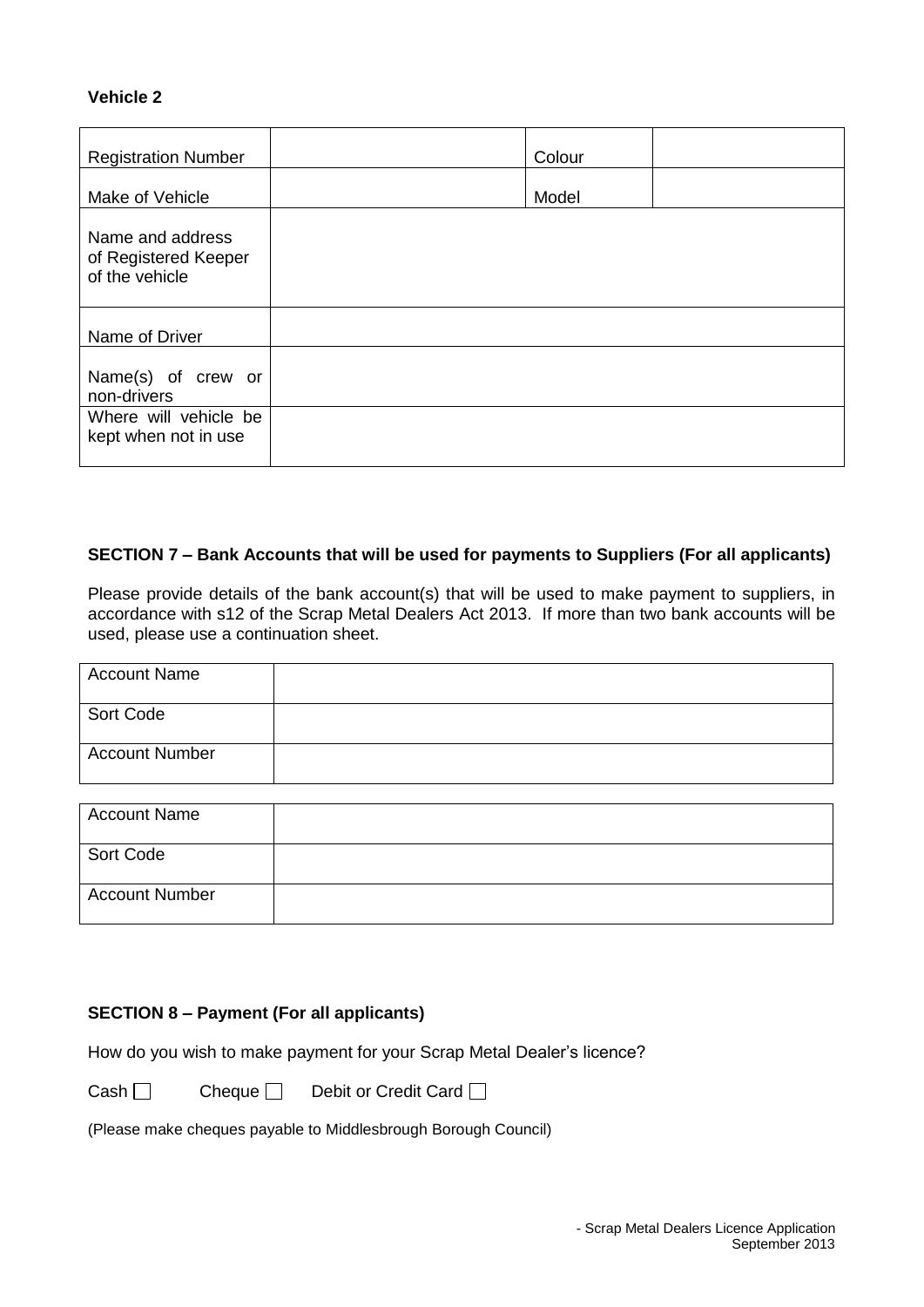**Vehicle 2**

| Registration Number | | Colour | |
|---|---|---|---|
| Make of Vehicle | | Model | |
| Name and address of Registered Keeper of the vehicle | | | |
| Name of Driver | | | |
| Name(s) of crew or non-drivers | | | |
| Where will vehicle be kept when not in use | | | |

**SECTION 7 – Bank Accounts that will be used for payments to Suppliers (For all applicants)**

Please provide details of the bank account(s) that will be used to make payment to suppliers, in accordance with s12 of the Scrap Metal Dealers Act 2013. If more than two bank accounts will be used, please use a continuation sheet.

| Account Name | |
|---|---|
| Sort Code | |
| Account Number | |

| Account Name | |
|---|---|
| Sort Code | |
| Account Number | |

**SECTION 8 – Payment (For all applicants)**

How do you wish to make payment for your Scrap Metal Dealer's licence?

Cash ☐ Cheque ☐ Debit or Credit Card ☐

(Please make cheques payable to Middlesbrough Borough Council)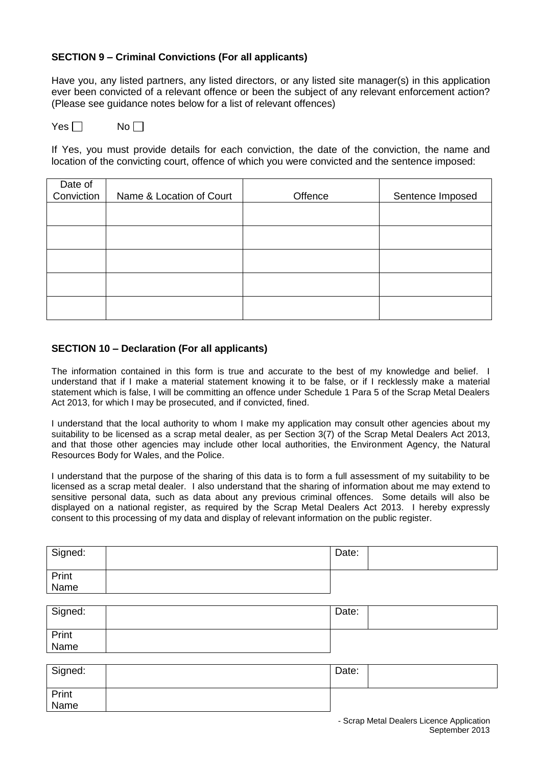**SECTION 9 – Criminal Convictions (For all applicants)**

Have you, any listed partners, any listed directors, or any listed site manager(s) in this application ever been convicted of a relevant offence or been the subject of any relevant enforcement action? (Please see guidance notes below for a list of relevant offences)

Yes ☐ No ☐

If Yes, you must provide details for each conviction, the date of the conviction, the name and location of the convicting court, offence of which you were convicted and the sentence imposed:

| Date of Conviction | Name & Location of Court | Offence | Sentence Imposed |
|---|---|---|---|
| | | | |
| | | | |
| | | | |
| | | | |
| | | | |

**SECTION 10 – Declaration (For all applicants)**

The information contained in this form is true and accurate to the best of my knowledge and belief. I understand that if I make a material statement knowing it to be false, or if I recklessly make a material statement which is false, I will be committing an offence under Schedule 1 Para 5 of the Scrap Metal Dealers Act 2013, for which I may be prosecuted, and if convicted, fined.

I understand that the local authority to whom I make my application may consult other agencies about my suitability to be licensed as a scrap metal dealer, as per Section 3(7) of the Scrap Metal Dealers Act 2013, and that those other agencies may include other local authorities, the Environment Agency, the Natural Resources Body for Wales, and the Police.

I understand that the purpose of the sharing of this data is to form a full assessment of my suitability to be licensed as a scrap metal dealer. I also understand that the sharing of information about me may extend to sensitive personal data, such as data about any previous criminal offences. Some details will also be displayed on a national register, as required by the Scrap Metal Dealers Act 2013. I hereby expressly consent to this processing of my data and display of relevant information on the public register.

| Signed: | | Date: | |
|---|---|---|---|
| Print Name | | | |

| Signed: | | Date: | |
|---|---|---|---|
| Print Name | | | |

| Signed: | | Date: | |
|---|---|---|---|
| Print Name | | | |

- Scrap Metal Dealers Licence Application September 2013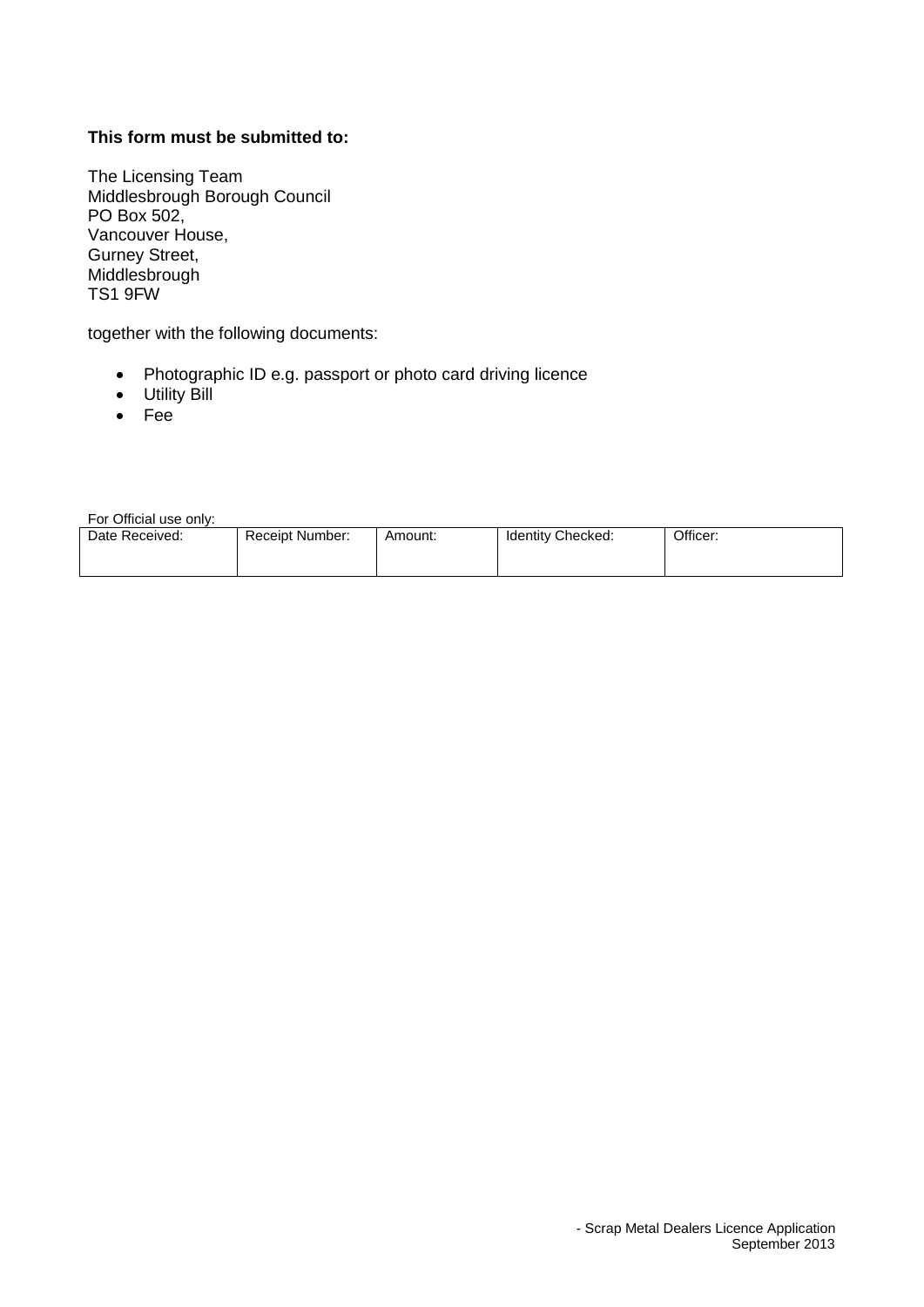**This form must be submitted to:**

The Licensing Team
Middlesbrough Borough Council
PO Box 502,
Vancouver House,
Gurney Street,
Middlesbrough
TS1 9FW

together with the following documents:

- Photographic ID e.g. passport or photo card driving licence
- Utility Bill
- Fee

For Official use only:

| Date Received: | Receipt Number: | Amount: | Identity Checked: | Officer: |
|---|---|---|---|---|
| | | | | |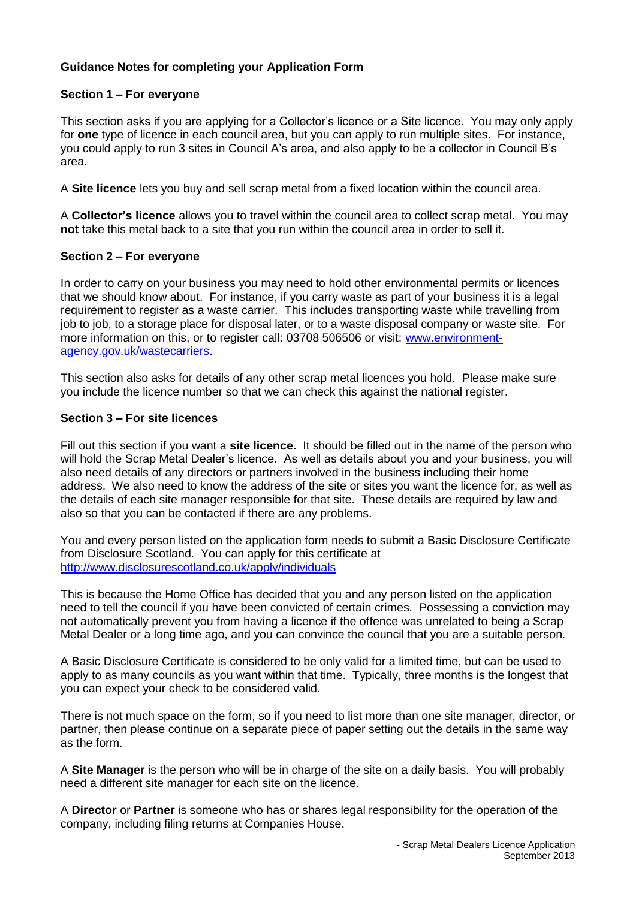## Guidance Notes for completing your Application Form

### Section 1 – For everyone

This section asks if you are applying for a Collector's licence or a Site licence. You may only apply for **one** type of licence in each council area, but you can apply to run multiple sites. For instance, you could apply to run 3 sites in Council A's area, and also apply to be a collector in Council B's area.

A **Site licence** lets you buy and sell scrap metal from a fixed location within the council area.

A **Collector's licence** allows you to travel within the council area to collect scrap metal. You may **not** take this metal back to a site that you run within the council area in order to sell it.

### Section 2 – For everyone

In order to carry on your business you may need to hold other environmental permits or licences that we should know about. For instance, if you carry waste as part of your business it is a legal requirement to register as a waste carrier. This includes transporting waste while travelling from job to job, to a storage place for disposal later, or to a waste disposal company or waste site. For more information on this, or to register call: 03708 506506 or visit: [www.environment-agency.gov.uk/wastecarriers](www.environment-agency.gov.uk/wastecarriers).

This section also asks for details of any other scrap metal licences you hold. Please make sure you include the licence number so that we can check this against the national register.

### Section 3 – For site licences

Fill out this section if you want a **site licence.** It should be filled out in the name of the person who will hold the Scrap Metal Dealer's licence. As well as details about you and your business, you will also need details of any directors or partners involved in the business including their home address. We also need to know the address of the site or sites you want the licence for, as well as the details of each site manager responsible for that site. These details are required by law and also so that you can be contacted if there are any problems.

You and every person listed on the application form needs to submit a Basic Disclosure Certificate from Disclosure Scotland. You can apply for this certificate at [http://www.disclosurescotland.co.uk/apply/individuals](http://www.disclosurescotland.co.uk/apply/individuals)

This is because the Home Office has decided that you and any person listed on the application need to tell the council if you have been convicted of certain crimes. Possessing a conviction may not automatically prevent you from having a licence if the offence was unrelated to being a Scrap Metal Dealer or a long time ago, and you can convince the council that you are a suitable person.

A Basic Disclosure Certificate is considered to be only valid for a limited time, but can be used to apply to as many councils as you want within that time. Typically, three months is the longest that you can expect your check to be considered valid.

There is not much space on the form, so if you need to list more than one site manager, director, or partner, then please continue on a separate piece of paper setting out the details in the same way as the form.

A **Site Manager** is the person who will be in charge of the site on a daily basis. You will probably need a different site manager for each site on the licence.

A **Director** or **Partner** is someone who has or shares legal responsibility for the operation of the company, including filing returns at Companies House.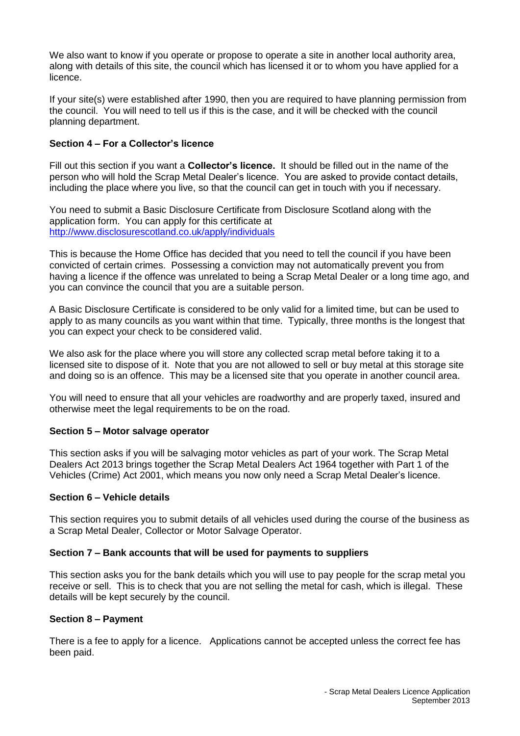We also want to know if you operate or propose to operate a site in another local authority area, along with details of this site, the council which has licensed it or to whom you have applied for a licence.

If your site(s) were established after 1990, then you are required to have planning permission from the council. You will need to tell us if this is the case, and it will be checked with the council planning department.

### Section 4 – For a Collector's licence

Fill out this section if you want a **Collector's licence.** It should be filled out in the name of the person who will hold the Scrap Metal Dealer's licence. You are asked to provide contact details, including the place where you live, so that the council can get in touch with you if necessary.

You need to submit a Basic Disclosure Certificate from Disclosure Scotland along with the application form. You can apply for this certificate at [http://www.disclosurescotland.co.uk/apply/individuals](http://www.disclosurescotland.co.uk/apply/individuals)

This is because the Home Office has decided that you need to tell the council if you have been convicted of certain crimes. Possessing a conviction may not automatically prevent you from having a licence if the offence was unrelated to being a Scrap Metal Dealer or a long time ago, and you can convince the council that you are a suitable person.

A Basic Disclosure Certificate is considered to be only valid for a limited time, but can be used to apply to as many councils as you want within that time. Typically, three months is the longest that you can expect your check to be considered valid.

We also ask for the place where you will store any collected scrap metal before taking it to a licensed site to dispose of it. Note that you are not allowed to sell or buy metal at this storage site and doing so is an offence. This may be a licensed site that you operate in another council area.

You will need to ensure that all your vehicles are roadworthy and are properly taxed, insured and otherwise meet the legal requirements to be on the road.

### Section 5 – Motor salvage operator

This section asks if you will be salvaging motor vehicles as part of your work. The Scrap Metal Dealers Act 2013 brings together the Scrap Metal Dealers Act 1964 together with Part 1 of the Vehicles (Crime) Act 2001, which means you now only need a Scrap Metal Dealer's licence.

### Section 6 – Vehicle details

This section requires you to submit details of all vehicles used during the course of the business as a Scrap Metal Dealer, Collector or Motor Salvage Operator.

### Section 7 – Bank accounts that will be used for payments to suppliers

This section asks you for the bank details which you will use to pay people for the scrap metal you receive or sell. This is to check that you are not selling the metal for cash, which is illegal. These details will be kept securely by the council.

### Section 8 – Payment

There is a fee to apply for a licence. Applications cannot be accepted unless the correct fee has been paid.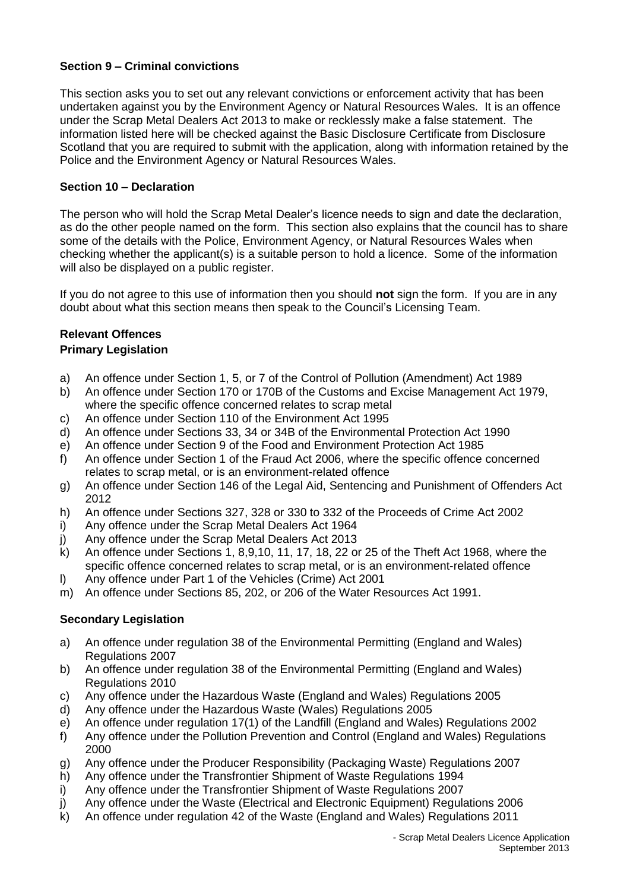### Section 9 – Criminal convictions

This section asks you to set out any relevant convictions or enforcement activity that has been undertaken against you by the Environment Agency or Natural Resources Wales. It is an offence under the Scrap Metal Dealers Act 2013 to make or recklessly make a false statement. The information listed here will be checked against the Basic Disclosure Certificate from Disclosure Scotland that you are required to submit with the application, along with information retained by the Police and the Environment Agency or Natural Resources Wales.

### Section 10 – Declaration

The person who will hold the Scrap Metal Dealer's licence needs to sign and date the declaration, as do the other people named on the form. This section also explains that the council has to share some of the details with the Police, Environment Agency, or Natural Resources Wales when checking whether the applicant(s) is a suitable person to hold a licence. Some of the information will also be displayed on a public register.

If you do not agree to this use of information then you should **not** sign the form. If you are in any doubt about what this section means then speak to the Council's Licensing Team.

### Relevant Offences

#### Primary Legislation

a) An offence under Section 1, 5, or 7 of the Control of Pollution (Amendment) Act 1989
b) An offence under Section 170 or 170B of the Customs and Excise Management Act 1979, where the specific offence concerned relates to scrap metal
c) An offence under Section 110 of the Environment Act 1995
d) An offence under Sections 33, 34 or 34B of the Environmental Protection Act 1990
e) An offence under Section 9 of the Food and Environment Protection Act 1985
f) An offence under Section 1 of the Fraud Act 2006, where the specific offence concerned relates to scrap metal, or is an environment-related offence
g) An offence under Section 146 of the Legal Aid, Sentencing and Punishment of Offenders Act 2012
h) An offence under Sections 327, 328 or 330 to 332 of the Proceeds of Crime Act 2002
i) Any offence under the Scrap Metal Dealers Act 1964
j) Any offence under the Scrap Metal Dealers Act 2013
k) An offence under Sections 1, 8,9,10, 11, 17, 18, 22 or 25 of the Theft Act 1968, where the specific offence concerned relates to scrap metal, or is an environment-related offence
l) Any offence under Part 1 of the Vehicles (Crime) Act 2001
m) An offence under Sections 85, 202, or 206 of the Water Resources Act 1991.

#### Secondary Legislation

a) An offence under regulation 38 of the Environmental Permitting (England and Wales) Regulations 2007
b) An offence under regulation 38 of the Environmental Permitting (England and Wales) Regulations 2010
c) Any offence under the Hazardous Waste (England and Wales) Regulations 2005
d) Any offence under the Hazardous Waste (Wales) Regulations 2005
e) An offence under regulation 17(1) of the Landfill (England and Wales) Regulations 2002
f) Any offence under the Pollution Prevention and Control (England and Wales) Regulations 2000
g) Any offence under the Producer Responsibility (Packaging Waste) Regulations 2007
h) Any offence under the Transfrontier Shipment of Waste Regulations 1994
i) Any offence under the Transfrontier Shipment of Waste Regulations 2007
j) Any offence under the Waste (Electrical and Electronic Equipment) Regulations 2006
k) An offence under regulation 42 of the Waste (England and Wales) Regulations 2011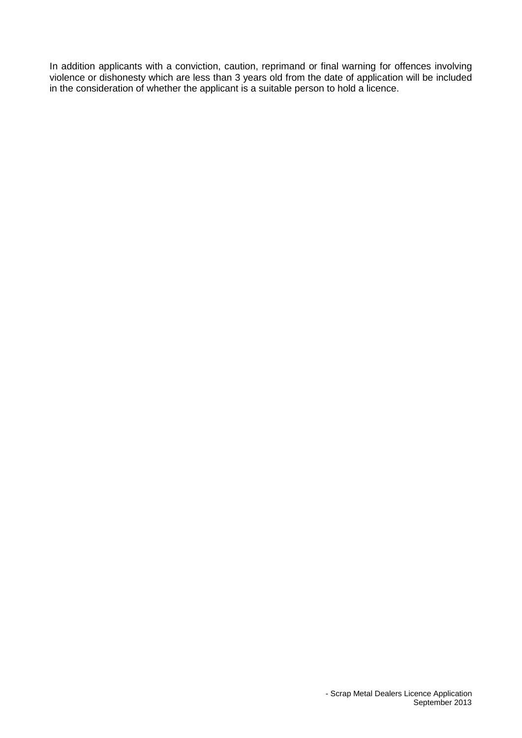In addition applicants with a conviction, caution, reprimand or final warning for offences involving violence or dishonesty which are less than 3 years old from the date of application will be included in the consideration of whether the applicant is a suitable person to hold a licence.